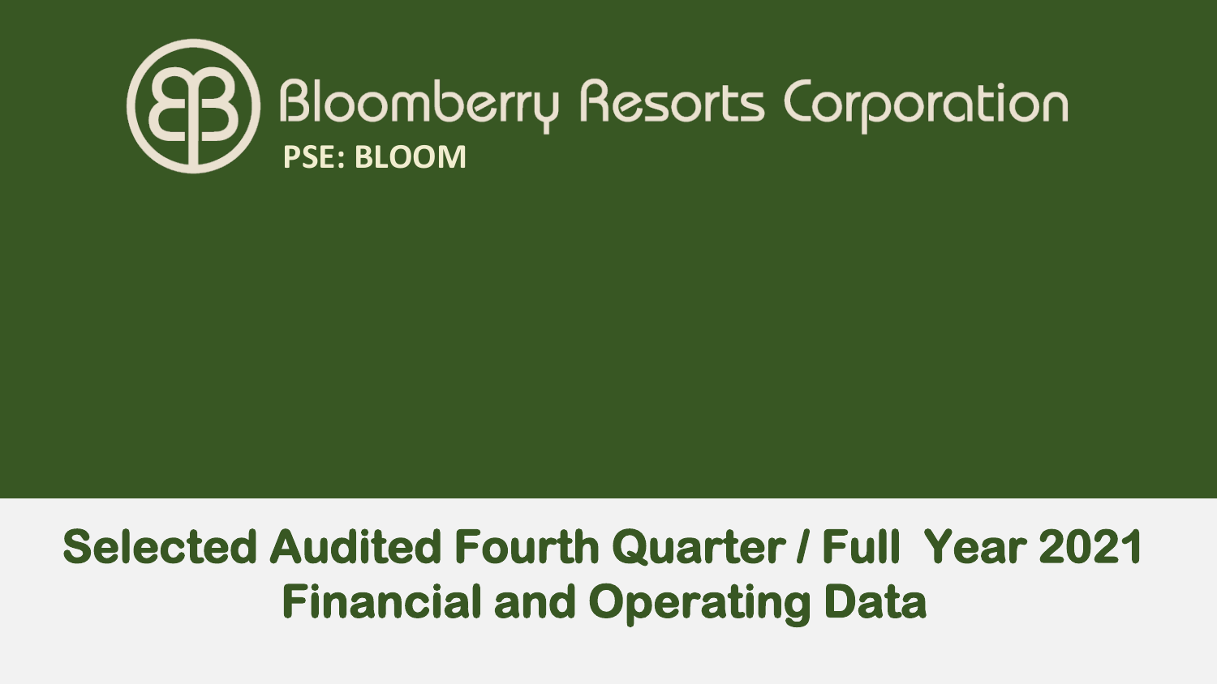# Bloomberry Resorts Corporation

**PSE: BLOOM**

## Selected Audited Fourth Quarter / Full Year 2021 Financial and Operating Data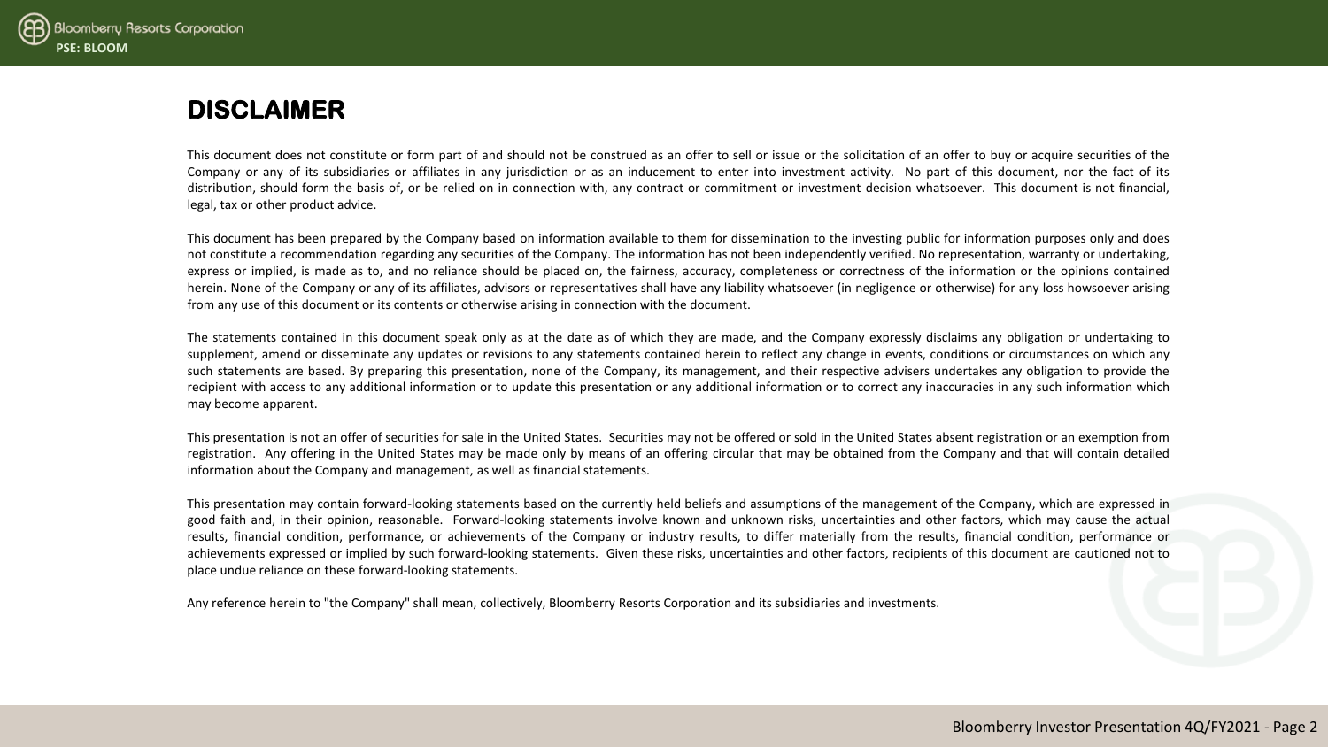# DISCLAIMER

This document does not constitute or form part of and should not be construed as an offer to sell or issue or the solicitation of an offer to buy or acquire securities of the Company or any of its subsidiaries or affiliates in any jurisdiction or as an inducement to enter into investment activity. No part of this document, nor the fact of its distribution, should form the basis of, or be relied on in connection with, any contract or commitment or investment decision whatsoever. This document is not financial, legal, tax or other product advice.

This document has been prepared by the Company based on information available to them for dissemination to the investing public for information purposes only and does not constitute a recommendation regarding any securities of the Company. The information has not been independently verified. No representation, warranty or undertaking, express or implied, is made as to, and no reliance should be placed on, the fairness, accuracy, completeness or correctness of the information or the opinions contained herein. None of the Company or any of its affiliates, advisors or representatives shall have any liability whatsoever (in negligence or otherwise) for any loss howsoever arising from any use of this document or its contents or otherwise arising in connection with the document.

The statements contained in this document speak only as at the date as of which they are made, and the Company expressly disclaims any obligation or undertaking to supplement, amend or disseminate any updates or revisions to any statements contained herein to reflect any change in events, conditions or circumstances on which any such statements are based. By preparing this presentation, none of the Company, its management, and their respective advisers undertakes any obligation to provide the recipient with access to any additional information or to update this presentation or any additional information or to correct any inaccuracies in any such information which may become apparent.

This presentation is not an offer of securities for sale in the United States. Securities may not be offered or sold in the United States absent registration or an exemption from registration. Any offering in the United States may be made only by means of an offering circular that may be obtained from the Company and that will contain detailed information about the Company and management, as well as financial statements.

This presentation may contain forward-looking statements based on the currently held beliefs and assumptions of the management of the Company, which are expressed in good faith and, in their opinion, reasonable. Forward-looking statements involve known and unknown risks, uncertainties and other factors, which may cause the actual results, financial condition, performance, or achievements of the Company or industry results, to differ materially from the results, financial condition, performance or achievements expressed or implied by such forward-looking statements. Given these risks, uncertainties and other factors, recipients of this document are cautioned not to place undue reliance on these forward-looking statements.

Any reference herein to "the Company" shall mean, collectively, Bloomberry Resorts Corporation and its subsidiaries and investments.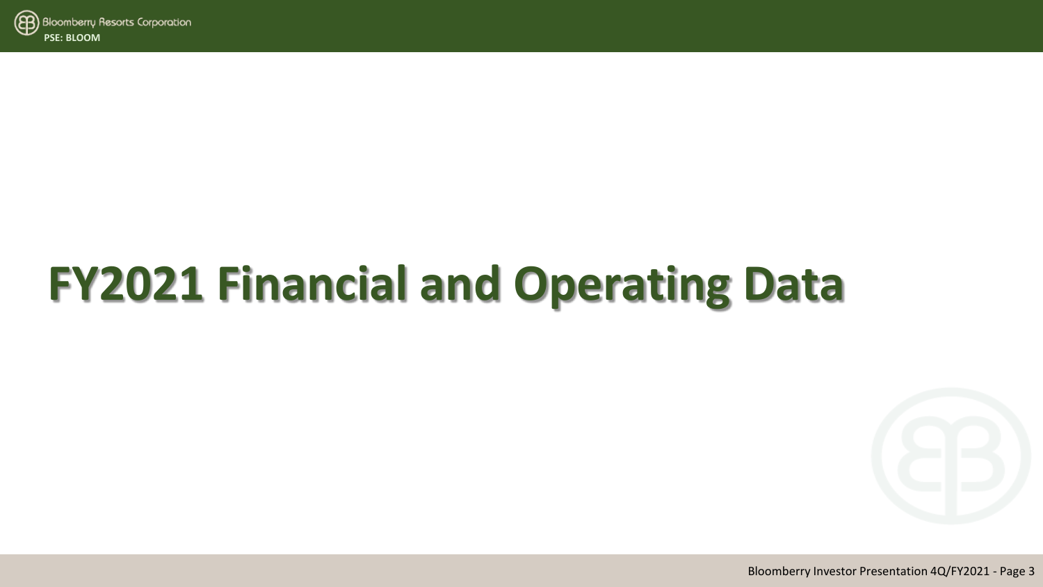# FY2021 Financial and Operating Data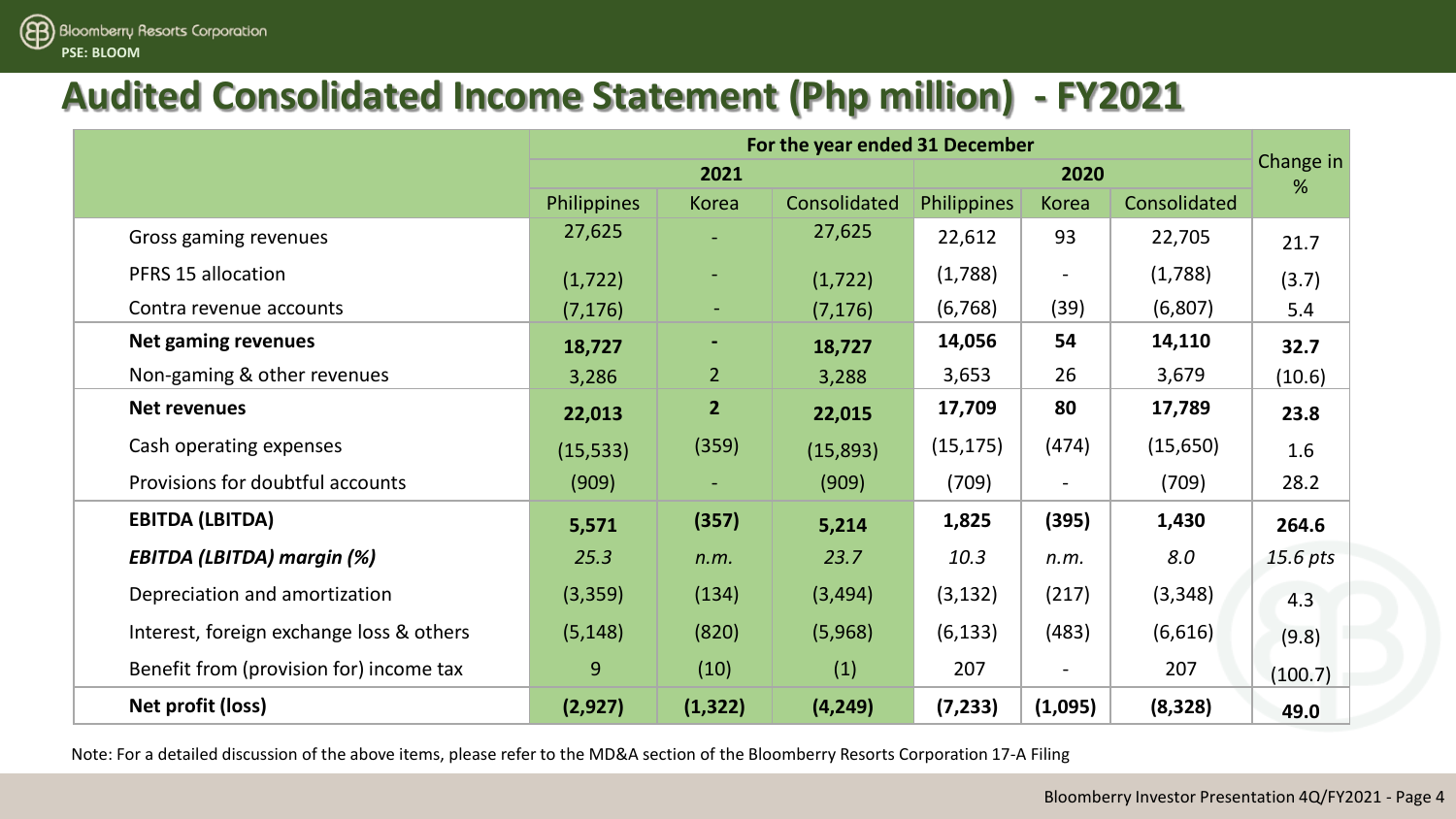# Audited Consolidated Income Statement (Php million) - FY2021

| | For the year ended 31 December | | | | | | Change in % |
|---|---|---|---|---|---|---|---|
| | 2021 | | | 2020 | | | |
| | Philippines | Korea | Consolidated | Philippines | Korea | Consolidated | |
| Gross gaming revenues | 27,625 | - | 27,625 | 22,612 | 93 | 22,705 | 21.7 |
| PFRS 15 allocation | (1,722) | - | (1,722) | (1,788) | - | (1,788) | (3.7) |
| Contra revenue accounts | (7,176) | - | (7,176) | (6,768) | (39) | (6,807) | 5.4 |
| **Net gaming revenues** | **18,727** | **-** | **18,727** | **14,056** | **54** | **14,110** | **32.7** |
| Non-gaming & other revenues | 3,286 | 2 | 3,288 | 3,653 | 26 | 3,679 | (10.6) |
| **Net revenues** | **22,013** | **2** | **22,015** | **17,709** | **80** | **17,789** | **23.8** |
| Cash operating expenses | (15,533) | (359) | (15,893) | (15,175) | (474) | (15,650) | 1.6 |
| Provisions for doubtful accounts | (909) | - | (909) | (709) | - | (709) | 28.2 |
| **EBITDA (LBITDA)** | **5,571** | **(357)** | **5,214** | **1,825** | **(395)** | **1,430** | **264.6** |
| ***EBITDA (LBITDA) margin (%)*** | *25.3* | *n.m.* | *23.7* | *10.3* | *n.m.* | *8.0* | *15.6 pts* |
| Depreciation and amortization | (3,359) | (134) | (3,494) | (3,132) | (217) | (3,348) | 4.3 |
| Interest, foreign exchange loss & others | (5,148) | (820) | (5,968) | (6,133) | (483) | (6,616) | (9.8) |
| Benefit from (provision for) income tax | 9 | (10) | (1) | 207 | - | 207 | (100.7) |
| **Net profit (loss)** | **(2,927)** | **(1,322)** | **(4,249)** | **(7,233)** | **(1,095)** | **(8,328)** | **49.0** |

Note: For a detailed discussion of the above items, please refer to the MD&A section of the Bloomberry Resorts Corporation 17-A Filing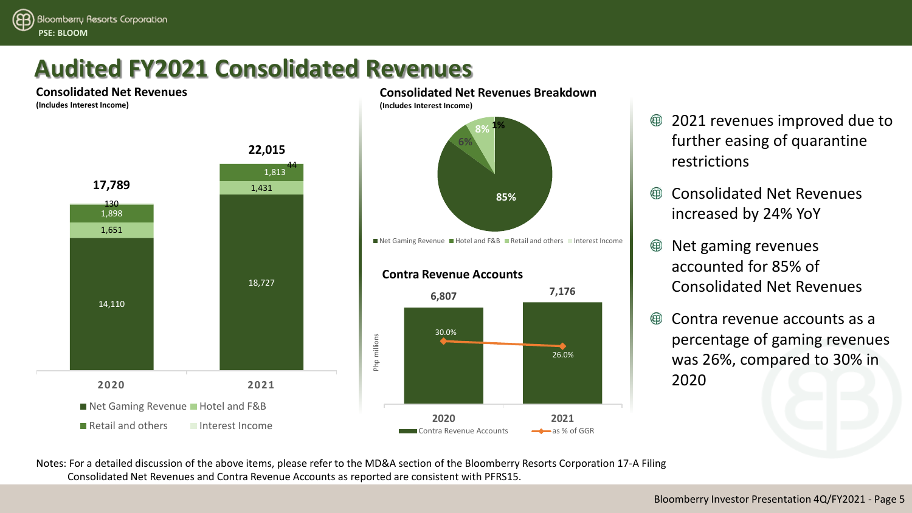# Audited FY2021 Consolidated Revenues

**Consolidated Net Revenues**
**(Includes Interest Income)**

17,789
130
1,898
1,651
14,110

22,015
44
1,813
1,431
18,727

2020
2021

Net Gaming Revenue
Hotel and F&B
Retail and others
Interest Income

**Consolidated Net Revenues Breakdown**
**(Includes Interest Income)**

85%
6%
8%
1%

Net Gaming Revenue
Hotel and F&B
Retail and others
Interest Income

**Contra Revenue Accounts**

Php millions

6,807
7,176
30.0%
26.0%

2020
2021

Contra Revenue Accounts
as % of GGR

- 2021 revenues improved due to further easing of quarantine restrictions
- Consolidated Net Revenues increased by 24% YoY
- Net gaming revenues accounted for 85% of Consolidated Net Revenues
- Contra revenue accounts as a percentage of gaming revenues was 26%, compared to 30% in 2020

Notes: For a detailed discussion of the above items, please refer to the MD&A section of the Bloomberry Resorts Corporation 17-A Filing
Consolidated Net Revenues and Contra Revenue Accounts as reported are consistent with PFRS15.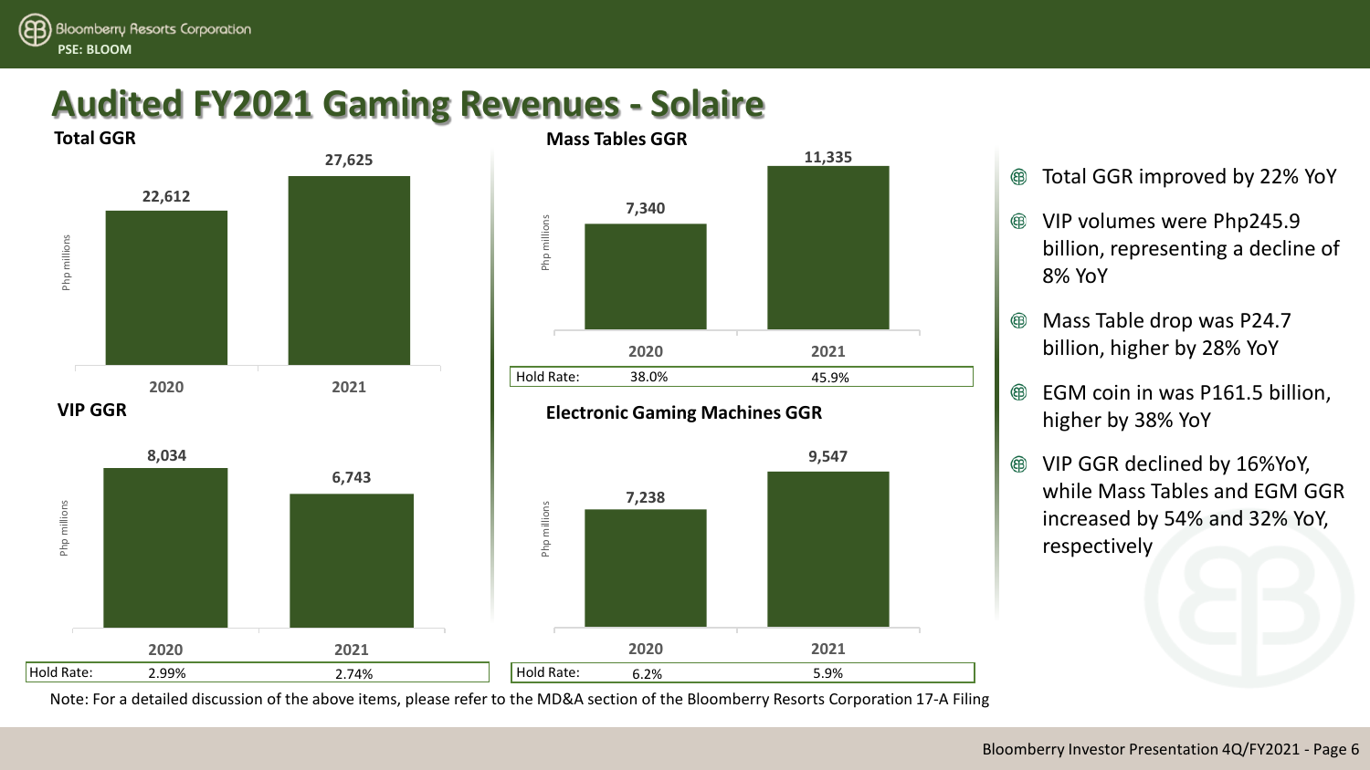# Audited FY2021 Gaming Revenues - Solaire

**Total GGR**

Php millions

22,612
27,625

2020
2021

**VIP GGR**

Php millions

8,034
6,743

2020
2021

Hold Rate: 2.99% 2.74%

**Mass Tables GGR**

Php millions

7,340
11,335

2020
2021

Hold Rate: 38.0% 45.9%

**Electronic Gaming Machines GGR**

Php millions

7,238
9,547

2020
2021

Hold Rate: 6.2% 5.9%

- Total GGR improved by 22% YoY
- VIP volumes were Php245.9 billion, representing a decline of 8% YoY
- Mass Table drop was P24.7 billion, higher by 28% YoY
- EGM coin in was P161.5 billion, higher by 38% YoY
- VIP GGR declined by 16%YoY, while Mass Tables and EGM GGR increased by 54% and 32% YoY, respectively

Note: For a detailed discussion of the above items, please refer to the MD&A section of the Bloomberry Resorts Corporation 17-A Filing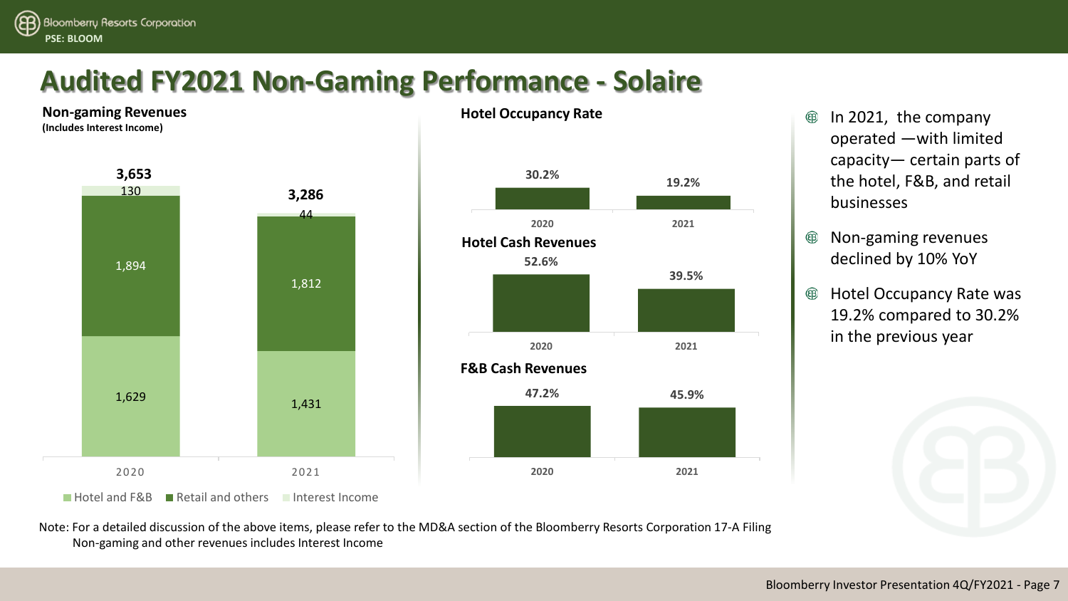# Audited FY2021 Non-Gaming Performance - Solaire

**Non-gaming Revenues**
**(Includes Interest Income)**

3,653
130
1,894
1,629
2020

3,286
44
1,812
1,431
2021

Hotel and F&B
Retail and others
Interest Income

**Hotel Occupancy Rate**

30.2%
2020
19.2%
2021

**Hotel Cash Revenues**

52.6%
2020
39.5%
2021

**F&B Cash Revenues**

47.2%
2020
45.9%
2021

- In 2021, the company operated —with limited capacity— certain parts of the hotel, F&B, and retail businesses
- Non-gaming revenues declined by 10% YoY
- Hotel Occupancy Rate was 19.2% compared to 30.2% in the previous year

Note: For a detailed discussion of the above items, please refer to the MD&A section of the Bloomberry Resorts Corporation 17-A Filing
Non-gaming and other revenues includes Interest Income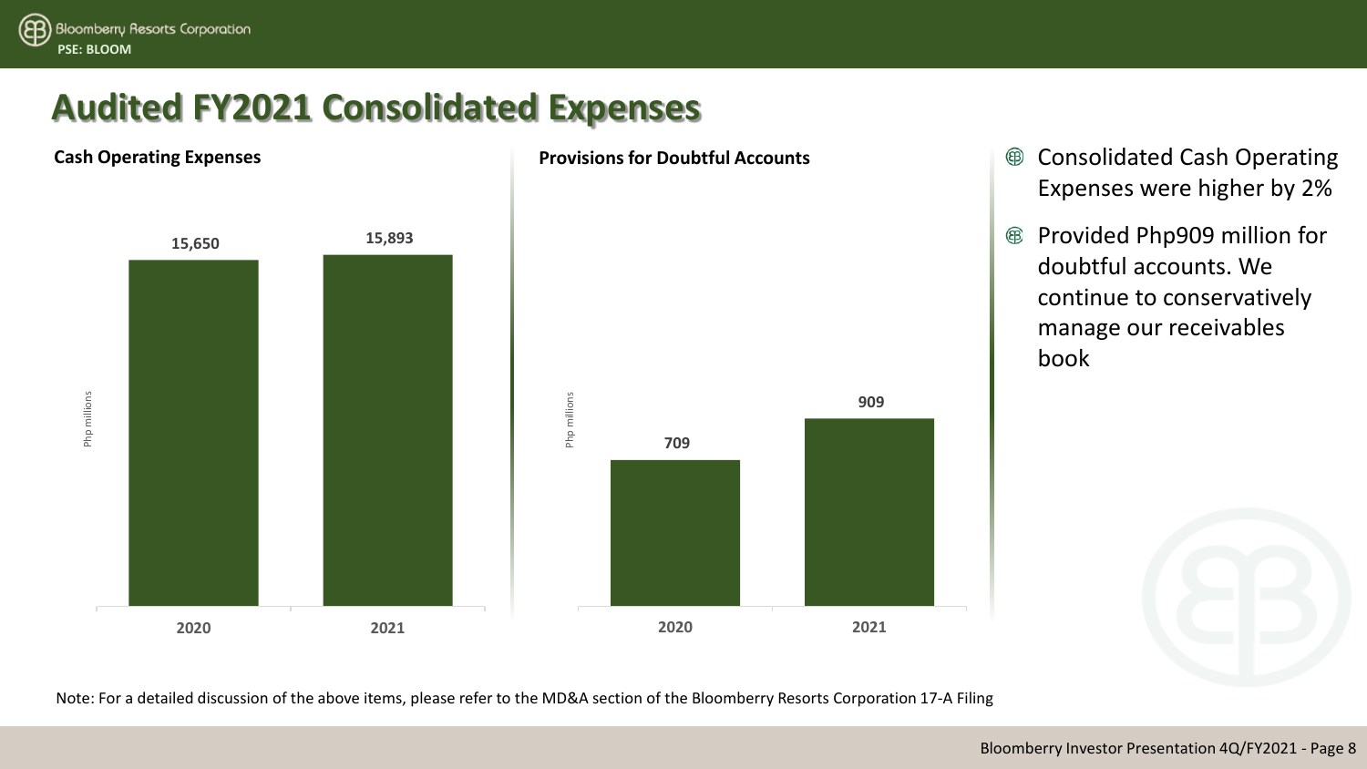# Audited FY2021 Consolidated Expenses

**Cash Operating Expenses**

Php millions

15,650

15,893

2020

2021

**Provisions for Doubtful Accounts**

Php millions

709

909

2020

2021

- Consolidated Cash Operating Expenses were higher by 2%
- Provided Php909 million for doubtful accounts. We continue to conservatively manage our receivables book

Note: For a detailed discussion of the above items, please refer to the MD&A section of the Bloomberry Resorts Corporation 17-A Filing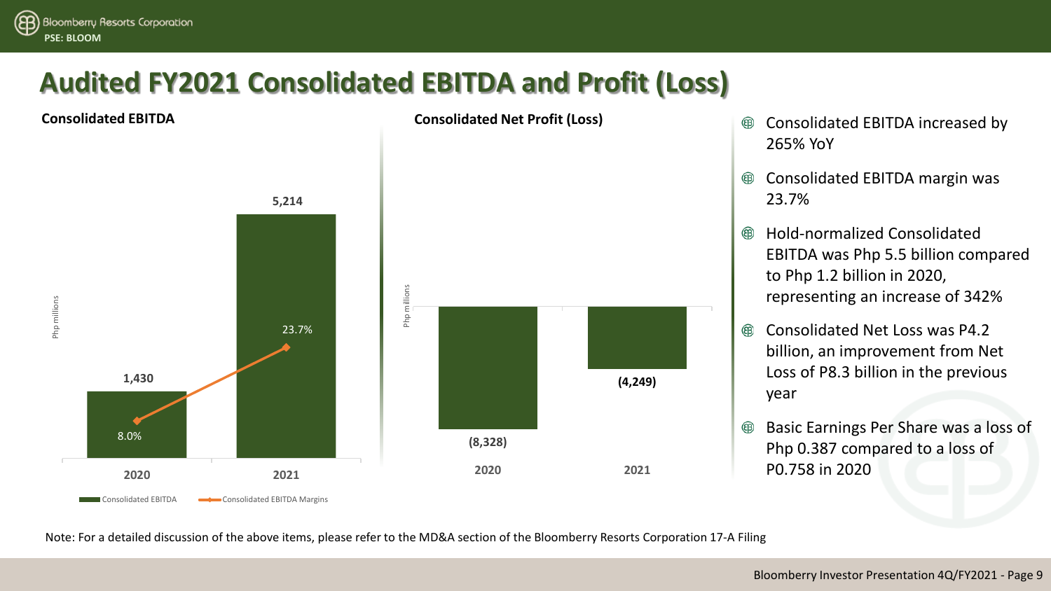# Audited FY2021 Consolidated EBITDA and Profit (Loss)

**Consolidated EBITDA**

Php millions

5,214

23.7%

1,430

8.0%

2020

2021

Consolidated EBITDA

Consolidated EBITDA Margins

**Consolidated Net Profit (Loss)**

Php millions

(4,249)

(8,328)

2020

2021

- Consolidated EBITDA increased by 265% YoY
- Consolidated EBITDA margin was 23.7%
- Hold-normalized Consolidated EBITDA was Php 5.5 billion compared to Php 1.2 billion in 2020, representing an increase of 342%
- Consolidated Net Loss was P4.2 billion, an improvement from Net Loss of P8.3 billion in the previous year
- Basic Earnings Per Share was a loss of Php 0.387 compared to a loss of P0.758 in 2020

Note: For a detailed discussion of the above items, please refer to the MD&A section of the Bloomberry Resorts Corporation 17-A Filing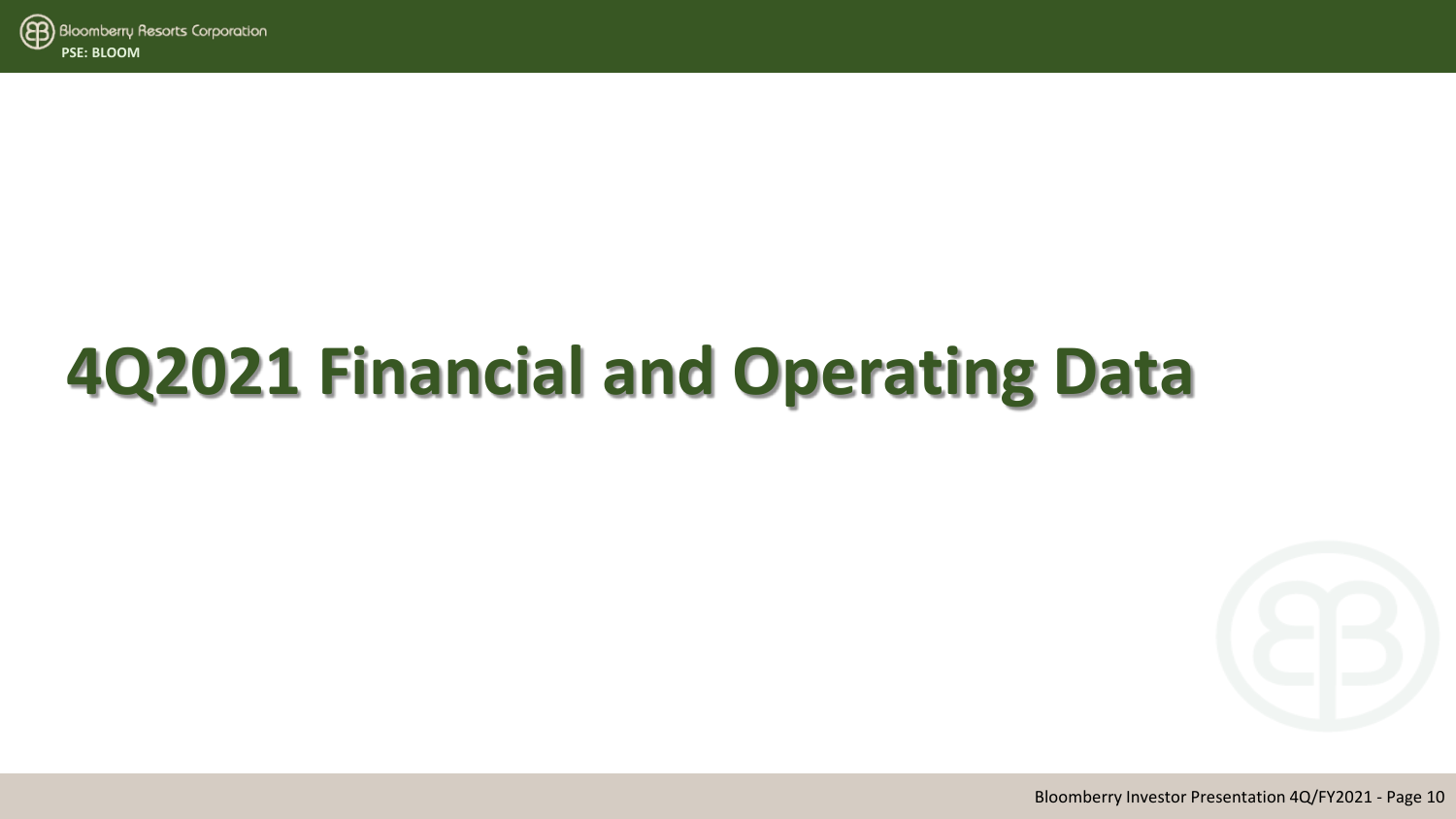# 4Q2021 Financial and Operating Data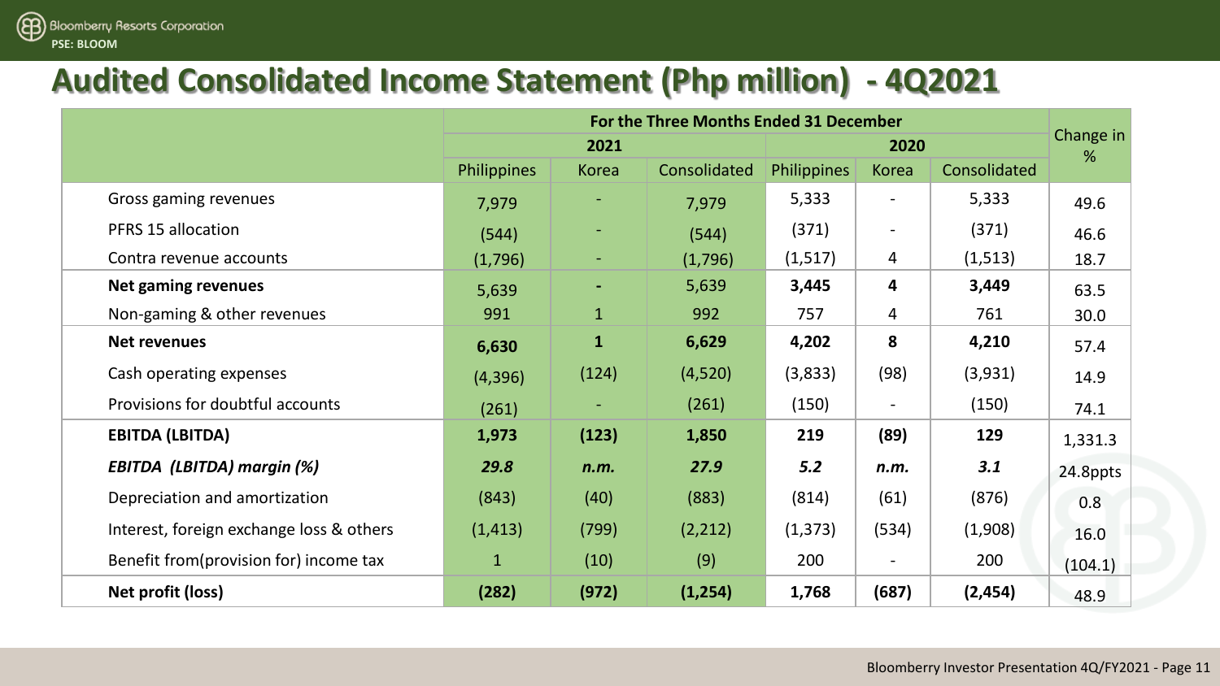# Audited Consolidated Income Statement (Php million) - 4Q2021

| | For the Three Months Ended 31 December | | | | | | Change in % |
|---|---|---|---|---|---|---|---|
| | 2021 | | | 2020 | | | |
| | Philippines | Korea | Consolidated | Philippines | Korea | Consolidated | |
| Gross gaming revenues | 7,979 | - | 7,979 | 5,333 | - | 5,333 | 49.6 |
| PFRS 15 allocation | (544) | - | (544) | (371) | - | (371) | 46.6 |
| Contra revenue accounts | (1,796) | - | (1,796) | (1,517) | 4 | (1,513) | 18.7 |
| **Net gaming revenues** | 5,639 | **-** | 5,639 | **3,445** | **4** | **3,449** | 63.5 |
| Non-gaming & other revenues | 991 | 1 | 992 | 757 | 4 | 761 | 30.0 |
| **Net revenues** | **6,630** | **1** | **6,629** | **4,202** | **8** | **4,210** | 57.4 |
| Cash operating expenses | (4,396) | (124) | (4,520) | (3,833) | (98) | (3,931) | 14.9 |
| Provisions for doubtful accounts | (261) | - | (261) | (150) | - | (150) | 74.1 |
| **EBITDA (LBITDA)** | **1,973** | **(123)** | **1,850** | **219** | **(89)** | **129** | 1,331.3 |
| ***EBITDA (LBITDA) margin (%)*** | ***29.8*** | ***n.m.*** | ***27.9*** | ***5.2*** | ***n.m.*** | ***3.1*** | 24.8ppts |
| Depreciation and amortization | (843) | (40) | (883) | (814) | (61) | (876) | 0.8 |
| Interest, foreign exchange loss & others | (1,413) | (799) | (2,212) | (1,373) | (534) | (1,908) | 16.0 |
| Benefit from(provision for) income tax | 1 | (10) | (9) | 200 | - | 200 | (104.1) |
| **Net profit (loss)** | **(282)** | **(972)** | **(1,254)** | **1,768** | **(687)** | **(2,454)** | 48.9 |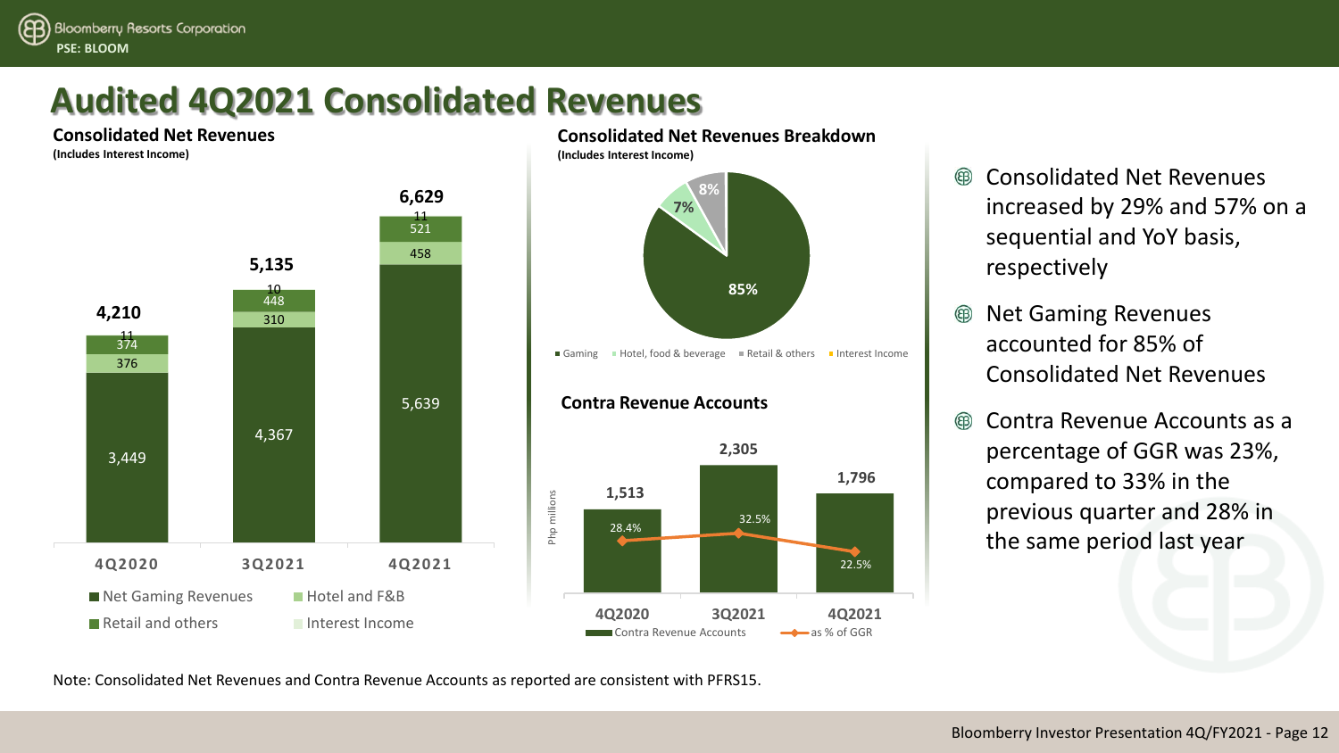# Audited 4Q2021 Consolidated Revenues

**Consolidated Net Revenues**
**(Includes Interest Income)**

4,210
11
374
376
3,449

5,135
10
448
310
4,367

6,629
11
521
458
5,639

4Q2020
3Q2021
4Q2021

Net Gaming Revenues
Hotel and F&B
Retail and others
Interest Income

**Consolidated Net Revenues Breakdown**
**(Includes Interest Income)**

8%
7%
85%

Gaming
Hotel, food & beverage
Retail & others
Interest Income

**Contra Revenue Accounts**

Php millions

1,513
28.4%
2,305
32.5%
1,796
22.5%

4Q2020
3Q2021
4Q2021

Contra Revenue Accounts
as % of GGR

- Consolidated Net Revenues increased by 29% and 57% on a sequential and YoY basis, respectively
- Net Gaming Revenues accounted for 85% of Consolidated Net Revenues
- Contra Revenue Accounts as a percentage of GGR was 23%, compared to 33% in the previous quarter and 28% in the same period last year

Note: Consolidated Net Revenues and Contra Revenue Accounts as reported are consistent with PFRS15.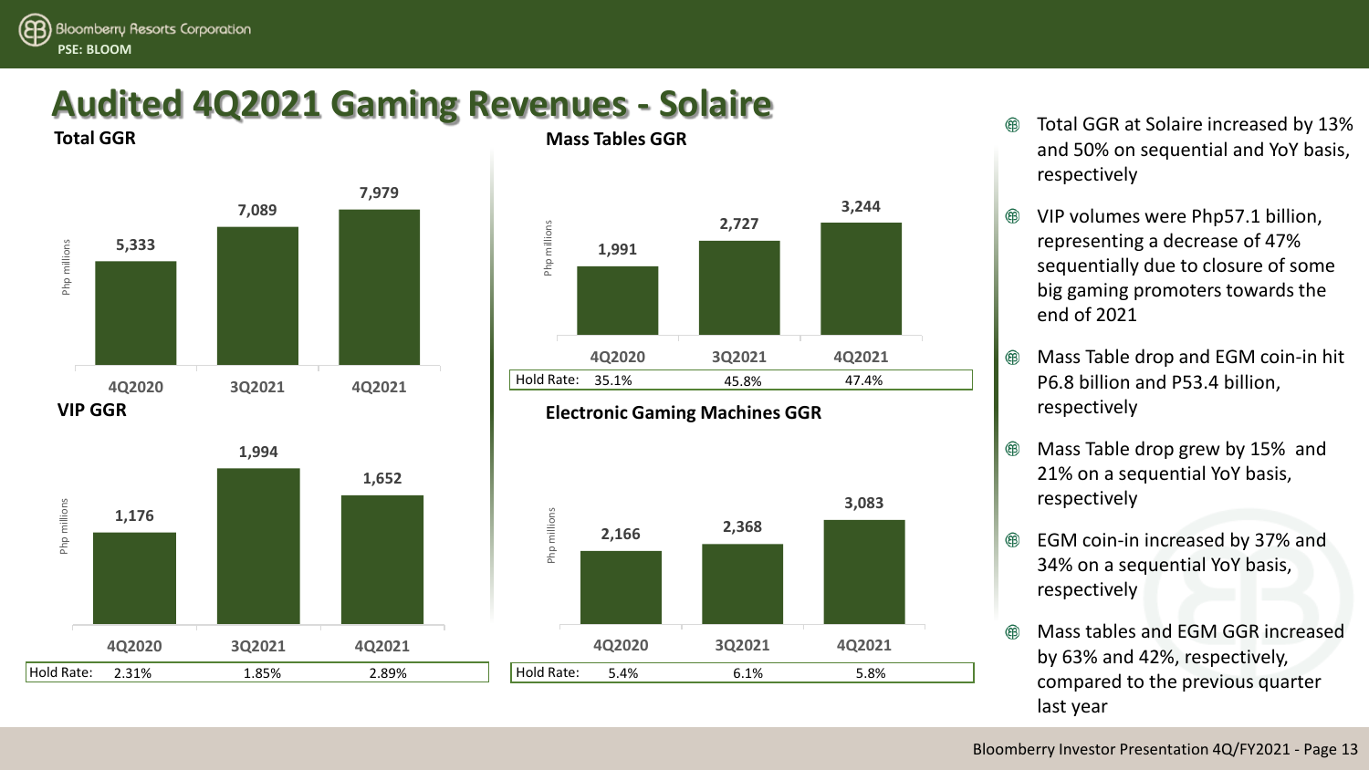# Audited 4Q2021 Gaming Revenues - Solaire

**Total GGR**

Php millions

5,333
7,089
7,979

4Q2020
3Q2021
4Q2021

**VIP GGR**

Php millions

1,176
1,994
1,652

4Q2020
3Q2021
4Q2021

Hold Rate: 2.31% 1.85% 2.89%

**Mass Tables GGR**

Php millions

1,991
2,727
3,244

4Q2020
3Q2021
4Q2021

Hold Rate: 35.1% 45.8% 47.4%

**Electronic Gaming Machines GGR**

Php millions

2,166
2,368
3,083

4Q2020
3Q2021
4Q2021

Hold Rate: 5.4% 6.1% 5.8%

- Total GGR at Solaire increased by 13% and 50% on sequential and YoY basis, respectively
- VIP volumes were Php57.1 billion, representing a decrease of 47% sequentially due to closure of some big gaming promoters towards the end of 2021
- Mass Table drop and EGM coin-in hit P6.8 billion and P53.4 billion, respectively
- Mass Table drop grew by 15% and 21% on a sequential YoY basis, respectively
- EGM coin-in increased by 37% and 34% on a sequential YoY basis, respectively
- Mass tables and EGM GGR increased by 63% and 42%, respectively, compared to the previous quarter last year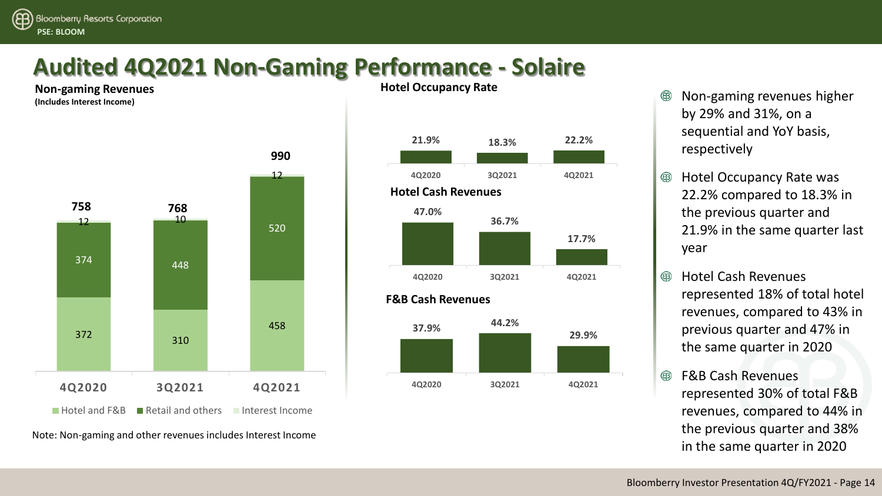# Audited 4Q2021 Non-Gaming Performance - Solaire

**Non-gaming Revenues**
**(Includes Interest Income)**

758
12
374
372
4Q2020

768
10
448
310
3Q2021

990
12
520
458
4Q2021

Hotel and F&B
Retail and others
Interest Income

Note: Non-gaming and other revenues includes Interest Income

**Hotel Occupancy Rate**

21.9%
4Q2020
18.3%
3Q2021
22.2%
4Q2021

**Hotel Cash Revenues**

47.0%
4Q2020
36.7%
3Q2021
17.7%
4Q2021

**F&B Cash Revenues**

37.9%
4Q2020
44.2%
3Q2021
29.9%
4Q2021

- Non-gaming revenues higher by 29% and 31%, on a sequential and YoY basis, respectively
- Hotel Occupancy Rate was 22.2% compared to 18.3% in the previous quarter and 21.9% in the same quarter last year
- Hotel Cash Revenues represented 18% of total hotel revenues, compared to 43% in previous quarter and 47% in the same quarter in 2020
- F&B Cash Revenues represented 30% of total F&B revenues, compared to 44% in the previous quarter and 38% in the same quarter in 2020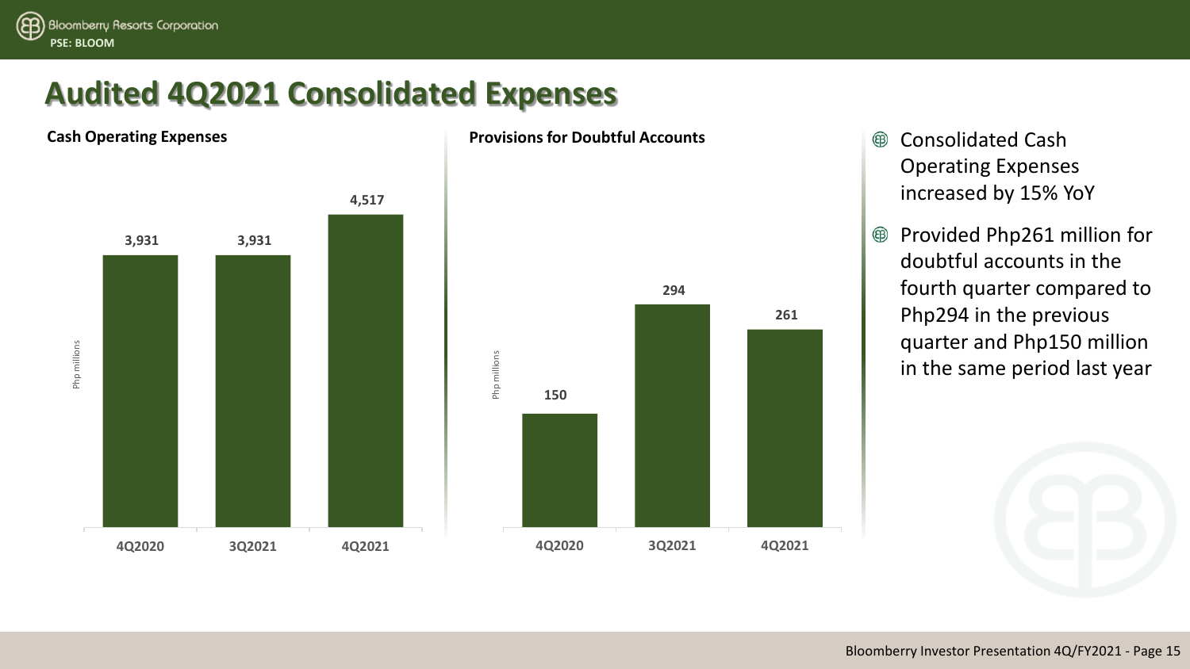# Audited 4Q2021 Consolidated Expenses

**Cash Operating Expenses**

Php millions

3,931
3,931
4,517

4Q2020
3Q2021
4Q2021

**Provisions for Doubtful Accounts**

Php millions

150
294
261

4Q2020
3Q2021
4Q2021

- Consolidated Cash Operating Expenses increased by 15% YoY
- Provided Php261 million for doubtful accounts in the fourth quarter compared to Php294 in the previous quarter and Php150 million in the same period last year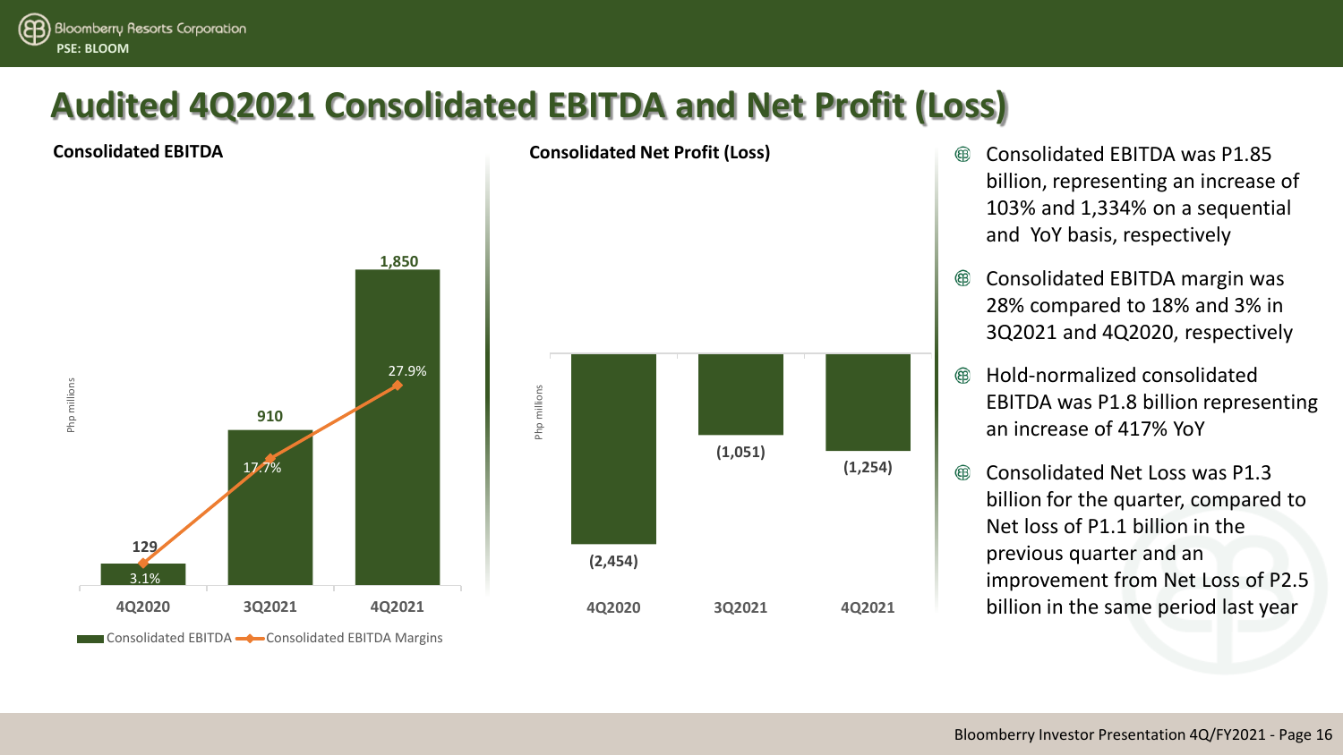# Audited 4Q2021 Consolidated EBITDA and Net Profit (Loss)

**Consolidated EBITDA**

Php millions

1,850
910
129
27.9%
17.7%
3.1%

4Q2020
3Q2021
4Q2021

Consolidated EBITDA
Consolidated EBITDA Margins

**Consolidated Net Profit (Loss)**

Php millions

(2,454)
(1,051)
(1,254)

4Q2020
3Q2021
4Q2021

- Consolidated EBITDA was P1.85 billion, representing an increase of 103% and 1,334% on a sequential and YoY basis, respectively
- Consolidated EBITDA margin was 28% compared to 18% and 3% in 3Q2021 and 4Q2020, respectively
- Hold-normalized consolidated EBITDA was P1.8 billion representing an increase of 417% YoY
- Consolidated Net Loss was P1.3 billion for the quarter, compared to Net loss of P1.1 billion in the previous quarter and an improvement from Net Loss of P2.5 billion in the same period last year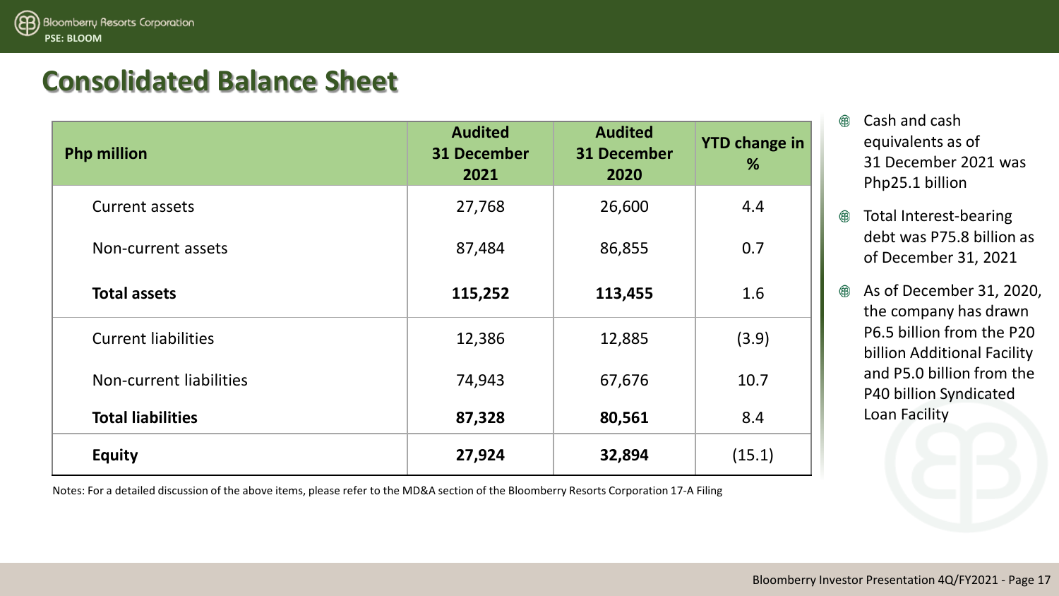# Consolidated Balance Sheet

| Php million | Audited 31 December 2021 | Audited 31 December 2020 | YTD change in % |
| --- | --- | --- | --- |
| Current assets | 27,768 | 26,600 | 4.4 |
| Non-current assets | 87,484 | 86,855 | 0.7 |
| **Total assets** | **115,252** | **113,455** | 1.6 |
| Current liabilities | 12,386 | 12,885 | (3.9) |
| Non-current liabilities | 74,943 | 67,676 | 10.7 |
| **Total liabilities** | **87,328** | **80,561** | 8.4 |
| **Equity** | **27,924** | **32,894** | (15.1) |

Notes: For a detailed discussion of the above items, please refer to the MD&A section of the Bloomberry Resorts Corporation 17-A Filing

- Cash and cash equivalents as of 31 December 2021 was Php25.1 billion
- Total Interest-bearing debt was P75.8 billion as of December 31, 2021
- As of December 31, 2020, the company has drawn P6.5 billion from the P20 billion Additional Facility and P5.0 billion from the P40 billion Syndicated Loan Facility